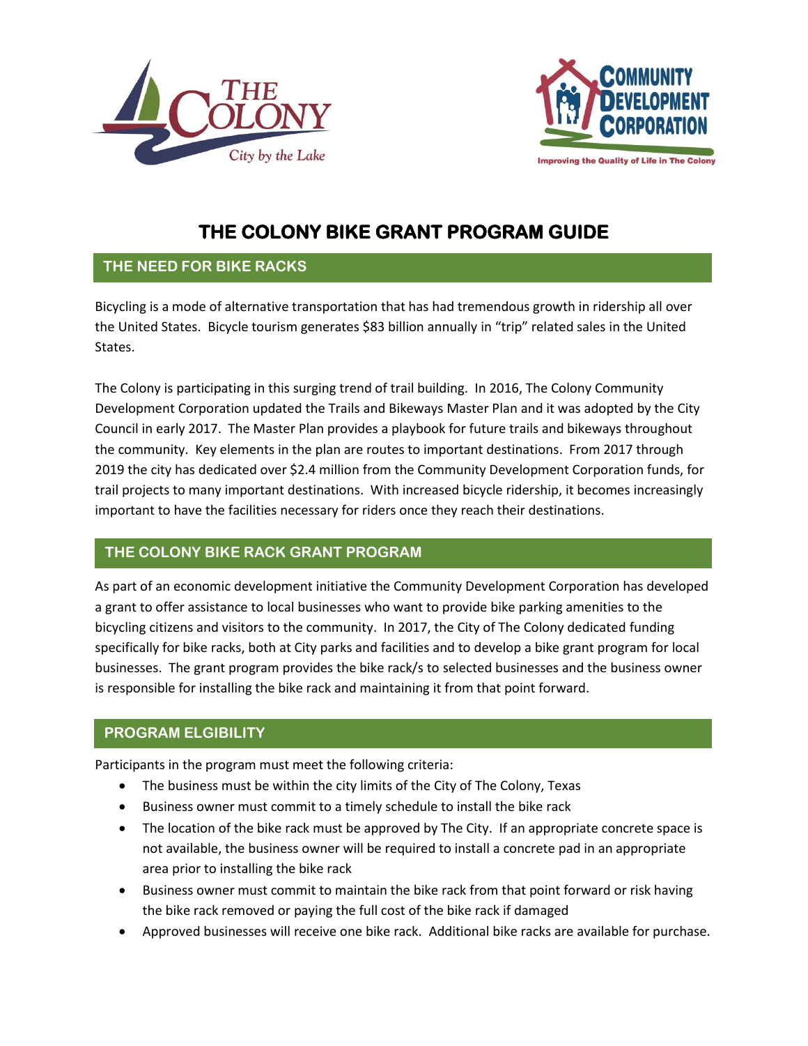# THE COLONY BIKE GRANT PROGRAM GUIDE

## THE NEED FOR BIKE RACKS

Bicycling is a mode of alternative transportation that has had tremendous growth in ridership all over the United States. Bicycle tourism generates $83 billion annually in "trip" related sales in the United States.

The Colony is participating in this surging trend of trail building. In 2016, The Colony Community Development Corporation updated the Trails and Bikeways Master Plan and it was adopted by the City Council in early 2017. The Master Plan provides a playbook for future trails and bikeways throughout the community. Key elements in the plan are routes to important destinations. From 2017 through 2019 the city has dedicated over $2.4 million from the Community Development Corporation funds, for trail projects to many important destinations. With increased bicycle ridership, it becomes increasingly important to have the facilities necessary for riders once they reach their destinations.

## THE COLONY BIKE RACK GRANT PROGRAM

As part of an economic development initiative the Community Development Corporation has developed a grant to offer assistance to local businesses who want to provide bike parking amenities to the bicycling citizens and visitors to the community. In 2017, the City of The Colony dedicated funding specifically for bike racks, both at City parks and facilities and to develop a bike grant program for local businesses. The grant program provides the bike rack/s to selected businesses and the business owner is responsible for installing the bike rack and maintaining it from that point forward.

## PROGRAM ELGIBILITY

Participants in the program must meet the following criteria:

- The business must be within the city limits of the City of The Colony, Texas
- Business owner must commit to a timely schedule to install the bike rack
- The location of the bike rack must be approved by The City. If an appropriate concrete space is not available, the business owner will be required to install a concrete pad in an appropriate area prior to installing the bike rack
- Business owner must commit to maintain the bike rack from that point forward or risk having the bike rack removed or paying the full cost of the bike rack if damaged
- Approved businesses will receive one bike rack. Additional bike racks are available for purchase.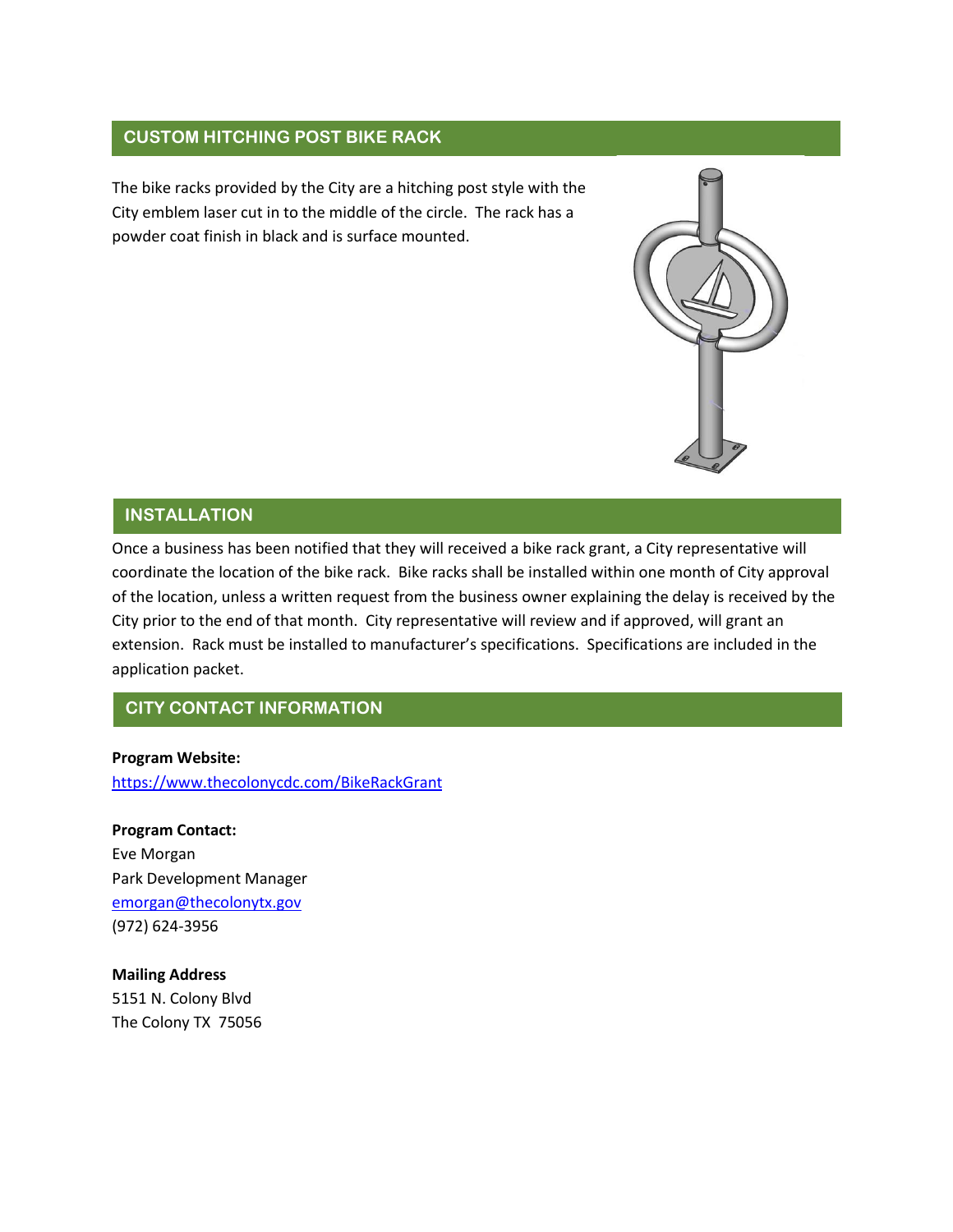## CUSTOM HITCHING POST BIKE RACK

The bike racks provided by the City are a hitching post style with the City emblem laser cut in to the middle of the circle. The rack has a powder coat finish in black and is surface mounted.

## INSTALLATION

Once a business has been notified that they will received a bike rack grant, a City representative will coordinate the location of the bike rack. Bike racks shall be installed within one month of City approval of the location, unless a written request from the business owner explaining the delay is received by the City prior to the end of that month. City representative will review and if approved, will grant an extension. Rack must be installed to manufacturer's specifications. Specifications are included in the application packet.

## CITY CONTACT INFORMATION

**Program Website:**
[https://www.thecolonycdc.com/BikeRackGrant](https://www.thecolonycdc.com/BikeRackGrant)

**Program Contact:**
Eve Morgan
Park Development Manager
[emorgan@thecolonytx.gov](mailto:emorgan@thecolonytx.gov)
(972) 624-3956

**Mailing Address**
5151 N. Colony Blvd
The Colony TX 75056